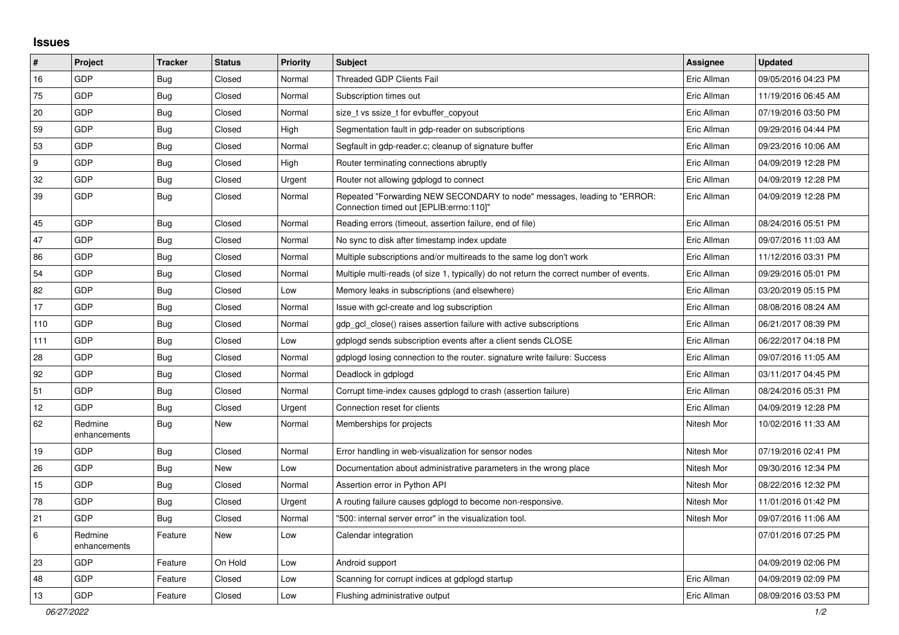## Issues

| # | Project | Tracker | Status | Priority | Subject | Assignee | Updated |
|---|---|---|---|---|---|---|---|
| 16 | GDP | Bug | Closed | Normal | Threaded GDP Clients Fail | Eric Allman | 09/05/2016 04:23 PM |
| 75 | GDP | Bug | Closed | Normal | Subscription times out | Eric Allman | 11/19/2016 06:45 AM |
| 20 | GDP | Bug | Closed | Normal | size_t vs ssize_t for evbuffer_copyout | Eric Allman | 07/19/2016 03:50 PM |
| 59 | GDP | Bug | Closed | High | Segmentation fault in gdp-reader on subscriptions | Eric Allman | 09/29/2016 04:44 PM |
| 53 | GDP | Bug | Closed | Normal | Segfault in gdp-reader.c; cleanup of signature buffer | Eric Allman | 09/23/2016 10:06 AM |
| 9 | GDP | Bug | Closed | High | Router terminating connections abruptly | Eric Allman | 04/09/2019 12:28 PM |
| 32 | GDP | Bug | Closed | Urgent | Router not allowing gdplogd to connect | Eric Allman | 04/09/2019 12:28 PM |
| 39 | GDP | Bug | Closed | Normal | Repeated "Forwarding NEW SECONDARY to node" messages, leading to "ERROR: Connection timed out [EPLIB:errno:110]" | Eric Allman | 04/09/2019 12:28 PM |
| 45 | GDP | Bug | Closed | Normal | Reading errors (timeout, assertion failure, end of file) | Eric Allman | 08/24/2016 05:51 PM |
| 47 | GDP | Bug | Closed | Normal | No sync to disk after timestamp index update | Eric Allman | 09/07/2016 11:03 AM |
| 86 | GDP | Bug | Closed | Normal | Multiple subscriptions and/or multireads to the same log don't work | Eric Allman | 11/12/2016 03:31 PM |
| 54 | GDP | Bug | Closed | Normal | Multiple multi-reads (of size 1, typically) do not return the correct number of events. | Eric Allman | 09/29/2016 05:01 PM |
| 82 | GDP | Bug | Closed | Low | Memory leaks in subscriptions (and elsewhere) | Eric Allman | 03/20/2019 05:15 PM |
| 17 | GDP | Bug | Closed | Normal | Issue with gcl-create and log subscription | Eric Allman | 08/08/2016 08:24 AM |
| 110 | GDP | Bug | Closed | Normal | gdp_gcl_close() raises assertion failure with active subscriptions | Eric Allman | 06/21/2017 08:39 PM |
| 111 | GDP | Bug | Closed | Low | gdplogd sends subscription events after a client sends CLOSE | Eric Allman | 06/22/2017 04:18 PM |
| 28 | GDP | Bug | Closed | Normal | gdplogd losing connection to the router. signature write failure: Success | Eric Allman | 09/07/2016 11:05 AM |
| 92 | GDP | Bug | Closed | Normal | Deadlock in gdplogd | Eric Allman | 03/11/2017 04:45 PM |
| 51 | GDP | Bug | Closed | Normal | Corrupt time-index causes gdplogd to crash (assertion failure) | Eric Allman | 08/24/2016 05:31 PM |
| 12 | GDP | Bug | Closed | Urgent | Connection reset for clients | Eric Allman | 04/09/2019 12:28 PM |
| 62 | Redmine enhancements | Bug | New | Normal | Memberships for projects | Nitesh Mor | 10/02/2016 11:33 AM |
| 19 | GDP | Bug | Closed | Normal | Error handling in web-visualization for sensor nodes | Nitesh Mor | 07/19/2016 02:41 PM |
| 26 | GDP | Bug | New | Low | Documentation about administrative parameters in the wrong place | Nitesh Mor | 09/30/2016 12:34 PM |
| 15 | GDP | Bug | Closed | Normal | Assertion error in Python API | Nitesh Mor | 08/22/2016 12:32 PM |
| 78 | GDP | Bug | Closed | Urgent | A routing failure causes gdplogd to become non-responsive. | Nitesh Mor | 11/01/2016 01:42 PM |
| 21 | GDP | Bug | Closed | Normal | "500: internal server error" in the visualization tool. | Nitesh Mor | 09/07/2016 11:06 AM |
| 6 | Redmine enhancements | Feature | New | Low | Calendar integration | | 07/01/2016 07:25 PM |
| 23 | GDP | Feature | On Hold | Low | Android support | | 04/09/2019 02:06 PM |
| 48 | GDP | Feature | Closed | Low | Scanning for corrupt indices at gdplogd startup | Eric Allman | 04/09/2019 02:09 PM |
| 13 | GDP | Feature | Closed | Low | Flushing administrative output | Eric Allman | 08/09/2016 03:53 PM |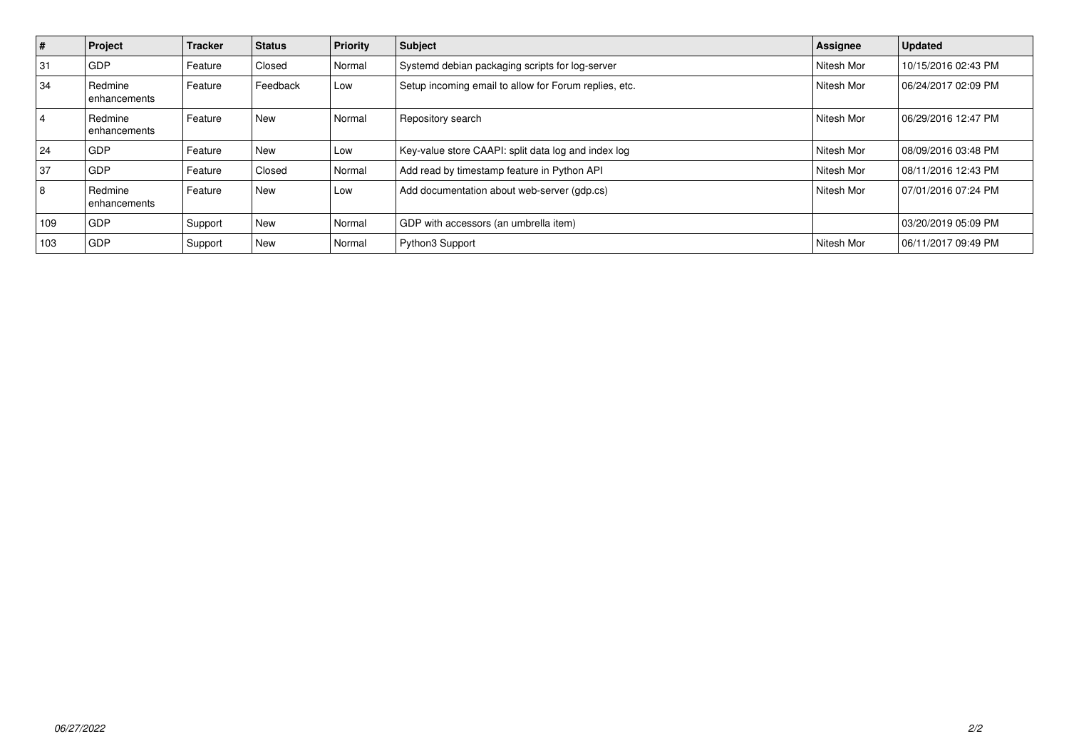| # | Project | Tracker | Status | Priority | Subject | Assignee | Updated |
|---|---|---|---|---|---|---|---|
| 31 | GDP | Feature | Closed | Normal | Systemd debian packaging scripts for log-server | Nitesh Mor | 10/15/2016 02:43 PM |
| 34 | Redmine enhancements | Feature | Feedback | Low | Setup incoming email to allow for Forum replies, etc. | Nitesh Mor | 06/24/2017 02:09 PM |
| 4 | Redmine enhancements | Feature | New | Normal | Repository search | Nitesh Mor | 06/29/2016 12:47 PM |
| 24 | GDP | Feature | New | Low | Key-value store CAAPI: split data log and index log | Nitesh Mor | 08/09/2016 03:48 PM |
| 37 | GDP | Feature | Closed | Normal | Add read by timestamp feature in Python API | Nitesh Mor | 08/11/2016 12:43 PM |
| 8 | Redmine enhancements | Feature | New | Low | Add documentation about web-server (gdp.cs) | Nitesh Mor | 07/01/2016 07:24 PM |
| 109 | GDP | Support | New | Normal | GDP with accessors (an umbrella item) | | 03/20/2019 05:09 PM |
| 103 | GDP | Support | New | Normal | Python3 Support | Nitesh Mor | 06/11/2017 09:49 PM |